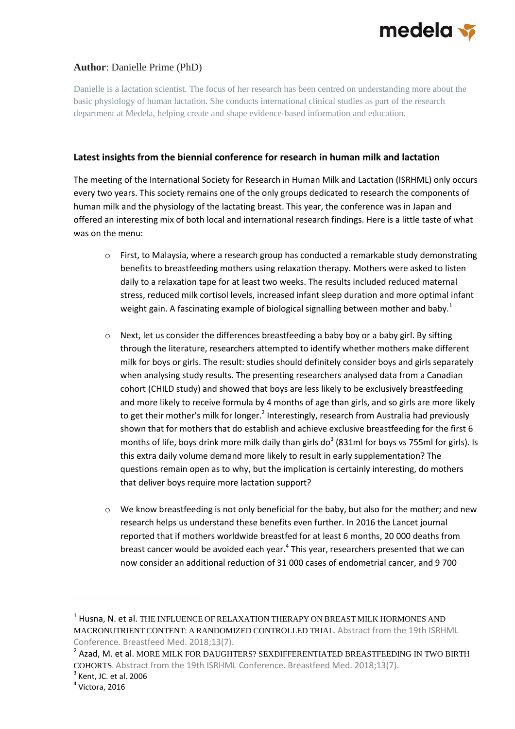**Author**: Danielle Prime (PhD)

Danielle is a lactation scientist. The focus of her research has been centred on understanding more about the basic physiology of human lactation. She conducts international clinical studies as part of the research department at Medela, helping create and shape evidence-based information and education.

### Latest insights from the biennial conference for research in human milk and lactation

The meeting of the International Society for Research in Human Milk and Lactation (ISRHML) only occurs every two years. This society remains one of the only groups dedicated to research the components of human milk and the physiology of the lactating breast. This year, the conference was in Japan and offered an interesting mix of both local and international research findings. Here is a little taste of what was on the menu:

- First, to Malaysia, where a research group has conducted a remarkable study demonstrating benefits to breastfeeding mothers using relaxation therapy. Mothers were asked to listen daily to a relaxation tape for at least two weeks. The results included reduced maternal stress, reduced milk cortisol levels, increased infant sleep duration and more optimal infant weight gain. A fascinating example of biological signalling between mother and baby.[1]

- Next, let us consider the differences breastfeeding a baby boy or a baby girl. By sifting through the literature, researchers attempted to identify whether mothers make different milk for boys or girls. The result: studies should definitely consider boys and girls separately when analysing study results. The presenting researchers analysed data from a Canadian cohort (CHILD study) and showed that boys are less likely to be exclusively breastfeeding and more likely to receive formula by 4 months of age than girls, and so girls are more likely to get their mother's milk for longer.[2] Interestingly, research from Australia had previously shown that for mothers that do establish and achieve exclusive breastfeeding for the first 6 months of life, boys drink more milk daily than girls do[3] (831ml for boys vs 755ml for girls). Is this extra daily volume demand more likely to result in early supplementation? The questions remain open as to why, but the implication is certainly interesting, do mothers that deliver boys require more lactation support?

- We know breastfeeding is not only beneficial for the baby, but also for the mother; and new research helps us understand these benefits even further. In 2016 the Lancet journal reported that if mothers worldwide breastfed for at least 6 months, 20 000 deaths from breast cancer would be avoided each year.[4] This year, researchers presented that we can now consider an additional reduction of 31 000 cases of endometrial cancer, and 9 700

---

[1] Husna, N. et al. THE INFLUENCE OF RELAXATION THERAPY ON BREAST MILK HORMONES AND MACRONUTRIENT CONTENT: A RANDOMIZED CONTROLLED TRIAL. Abstract from the 19th ISRHML Conference. Breastfeed Med. 2018;13(7).

[2] Azad, M. et al. MORE MILK FOR DAUGHTERS? SEXDIFFERENTIATED BREASTFEEDING IN TWO BIRTH COHORTS. Abstract from the 19th ISRHML Conference. Breastfeed Med. 2018;13(7).

[3] Kent, JC. et al. 2006

[4] Victora, 2016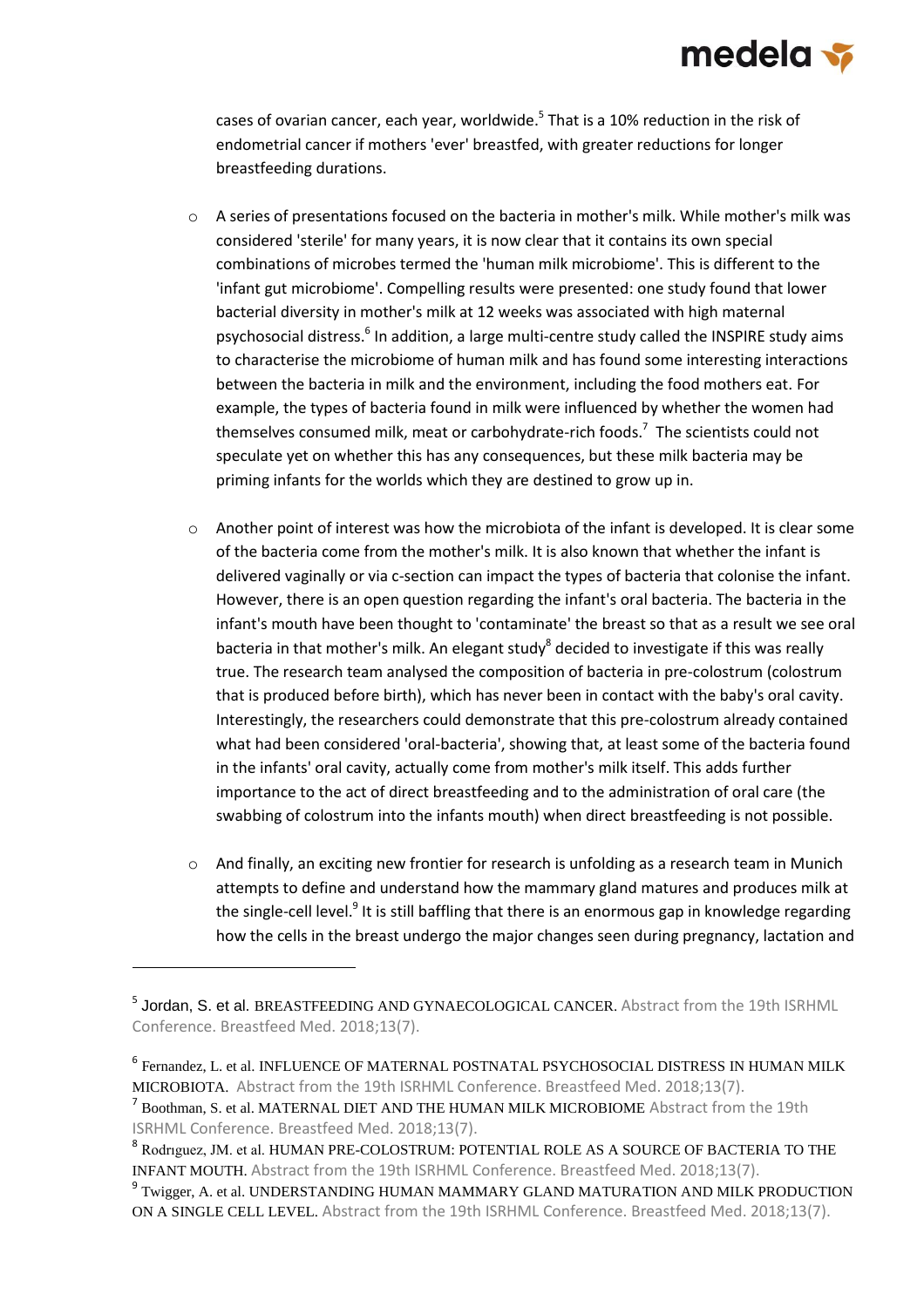cases of ovarian cancer, each year, worldwide.[5] That is a 10% reduction in the risk of endometrial cancer if mothers 'ever' breastfed, with greater reductions for longer breastfeeding durations.

- A series of presentations focused on the bacteria in mother's milk. While mother's milk was considered 'sterile' for many years, it is now clear that it contains its own special combinations of microbes termed the 'human milk microbiome'. This is different to the 'infant gut microbiome'. Compelling results were presented: one study found that lower bacterial diversity in mother's milk at 12 weeks was associated with high maternal psychosocial distress.[6] In addition, a large multi-centre study called the INSPIRE study aims to characterise the microbiome of human milk and has found some interesting interactions between the bacteria in milk and the environment, including the food mothers eat. For example, the types of bacteria found in milk were influenced by whether the women had themselves consumed milk, meat or carbohydrate-rich foods.[7] The scientists could not speculate yet on whether this has any consequences, but these milk bacteria may be priming infants for the worlds which they are destined to grow up in.

- Another point of interest was how the microbiota of the infant is developed. It is clear some of the bacteria come from the mother's milk. It is also known that whether the infant is delivered vaginally or via c-section can impact the types of bacteria that colonise the infant. However, there is an open question regarding the infant's oral bacteria. The bacteria in the infant's mouth have been thought to 'contaminate' the breast so that as a result we see oral bacteria in that mother's milk. An elegant study[8] decided to investigate if this was really true. The research team analysed the composition of bacteria in pre-colostrum (colostrum that is produced before birth), which has never been in contact with the baby's oral cavity. Interestingly, the researchers could demonstrate that this pre-colostrum already contained what had been considered 'oral-bacteria', showing that, at least some of the bacteria found in the infants' oral cavity, actually come from mother's milk itself. This adds further importance to the act of direct breastfeeding and to the administration of oral care (the swabbing of colostrum into the infants mouth) when direct breastfeeding is not possible.

- And finally, an exciting new frontier for research is unfolding as a research team in Munich attempts to define and understand how the mammary gland matures and produces milk at the single-cell level.[9] It is still baffling that there is an enormous gap in knowledge regarding how the cells in the breast undergo the major changes seen during pregnancy, lactation and

---

[5] Jordan, S. et al. BREASTFEEDING AND GYNAECOLOGICAL CANCER. Abstract from the 19th ISRHML Conference. Breastfeed Med. 2018;13(7).

[6] Fernandez, L. et al. INFLUENCE OF MATERNAL POSTNATAL PSYCHOSOCIAL DISTRESS IN HUMAN MILK MICROBIOTA. Abstract from the 19th ISRHML Conference. Breastfeed Med. 2018;13(7).

[7] Boothman, S. et al. MATERNAL DIET AND THE HUMAN MILK MICROBIOME Abstract from the 19th ISRHML Conference. Breastfeed Med. 2018;13(7).

[8] Rodrıguez, JM. et al. HUMAN PRE-COLOSTRUM: POTENTIAL ROLE AS A SOURCE OF BACTERIA TO THE INFANT MOUTH. Abstract from the 19th ISRHML Conference. Breastfeed Med. 2018;13(7).

[9] Twigger, A. et al. UNDERSTANDING HUMAN MAMMARY GLAND MATURATION AND MILK PRODUCTION ON A SINGLE CELL LEVEL. Abstract from the 19th ISRHML Conference. Breastfeed Med. 2018;13(7).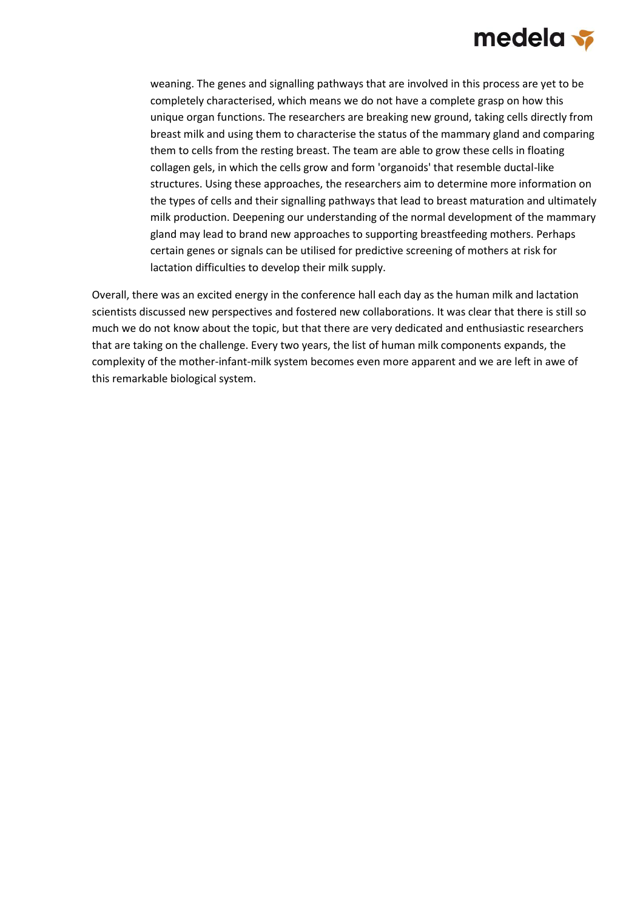weaning. The genes and signalling pathways that are involved in this process are yet to be completely characterised, which means we do not have a complete grasp on how this unique organ functions. The researchers are breaking new ground, taking cells directly from breast milk and using them to characterise the status of the mammary gland and comparing them to cells from the resting breast. The team are able to grow these cells in floating collagen gels, in which the cells grow and form 'organoids' that resemble ductal-like structures. Using these approaches, the researchers aim to determine more information on the types of cells and their signalling pathways that lead to breast maturation and ultimately milk production. Deepening our understanding of the normal development of the mammary gland may lead to brand new approaches to supporting breastfeeding mothers. Perhaps certain genes or signals can be utilised for predictive screening of mothers at risk for lactation difficulties to develop their milk supply.

Overall, there was an excited energy in the conference hall each day as the human milk and lactation scientists discussed new perspectives and fostered new collaborations. It was clear that there is still so much we do not know about the topic, but that there are very dedicated and enthusiastic researchers that are taking on the challenge. Every two years, the list of human milk components expands, the complexity of the mother-infant-milk system becomes even more apparent and we are left in awe of this remarkable biological system.